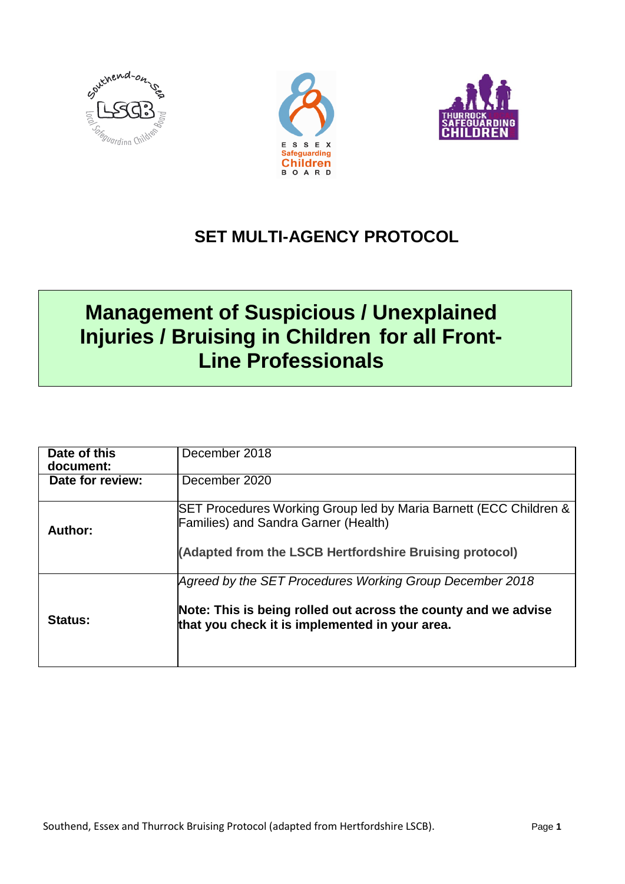# SET MULTI-AGENCY PROTOCOL

## Management of Suspicious / Unexplained Injuries / Bruising in Children for all Front-Line Professionals

| | |
|---|---|
| **Date of this document:** | December 2018 |
| **Date for review:** | December 2020 |
| **Author:** | SET Procedures Working Group led by Maria Barnett (ECC Children & Families) and Sandra Garner (Health)<br><br>**(Adapted from the LSCB Hertfordshire Bruising protocol)** |
| **Status:** | *Agreed by the SET Procedures Working Group December 2018*<br><br>**Note: This is being rolled out across the county and we advise that you check it is implemented in your area.** |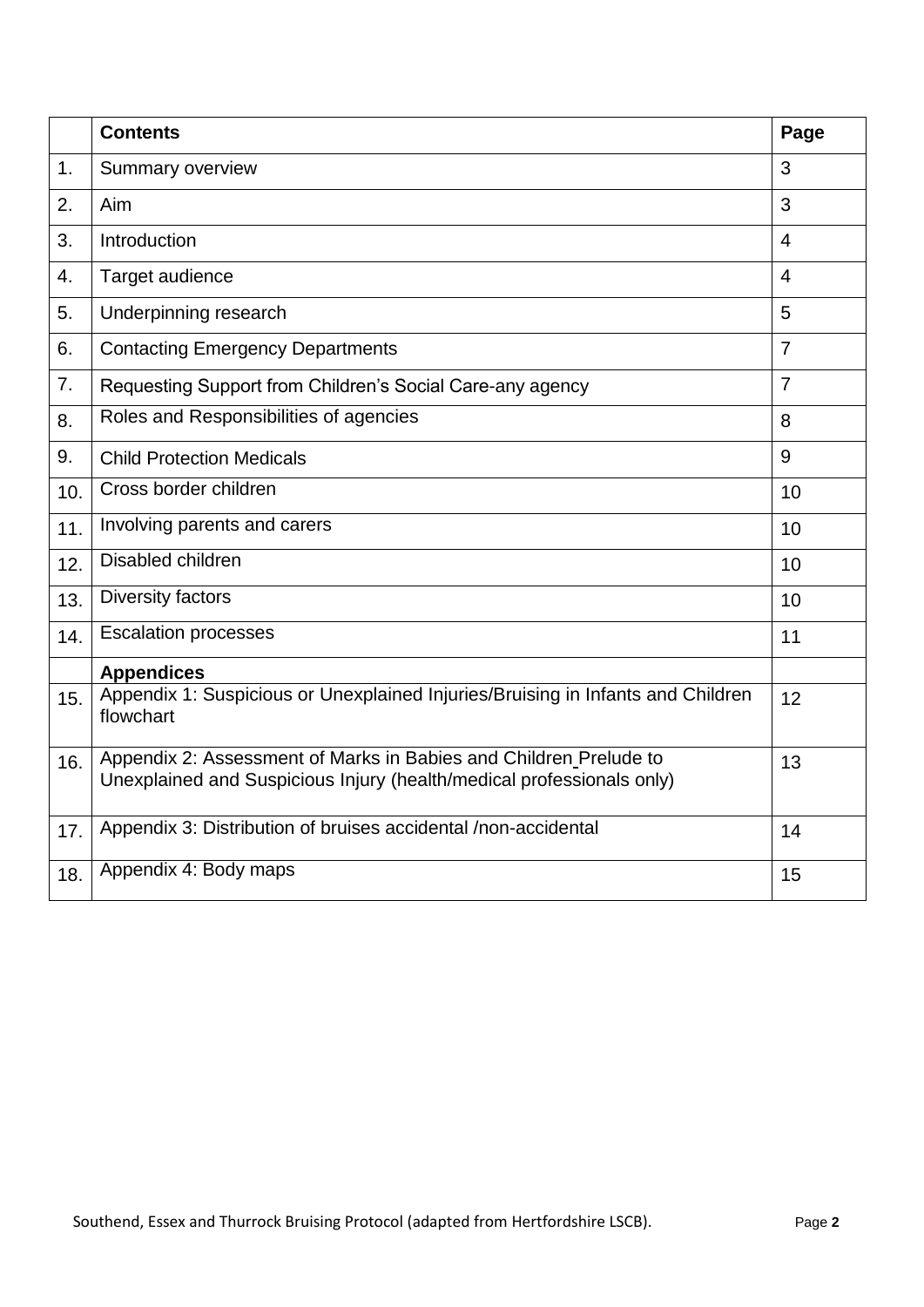| | **Contents** | **Page** |
|---|---|---|
| 1. | Summary overview | 3 |
| 2. | Aim | 3 |
| 3. | Introduction | 4 |
| 4. | Target audience | 4 |
| 5. | Underpinning research | 5 |
| 6. | Contacting Emergency Departments | 7 |
| 7. | Requesting Support from Children's Social Care-any agency | 7 |
| 8. | Roles and Responsibilities of agencies | 8 |
| 9. | Child Protection Medicals | 9 |
| 10. | Cross border children | 10 |
| 11. | Involving parents and carers | 10 |
| 12. | Disabled children | 10 |
| 13. | Diversity factors | 10 |
| 14. | Escalation processes | 11 |
| | **Appendices** | |
| 15. | Appendix 1: Suspicious or Unexplained Injuries/Bruising in Infants and Children flowchart | 12 |
| 16. | Appendix 2: Assessment of Marks in Babies and Children Prelude to Unexplained and Suspicious Injury (health/medical professionals only) | 13 |
| 17. | Appendix 3: Distribution of bruises accidental /non-accidental | 14 |
| 18. | Appendix 4: Body maps | 15 |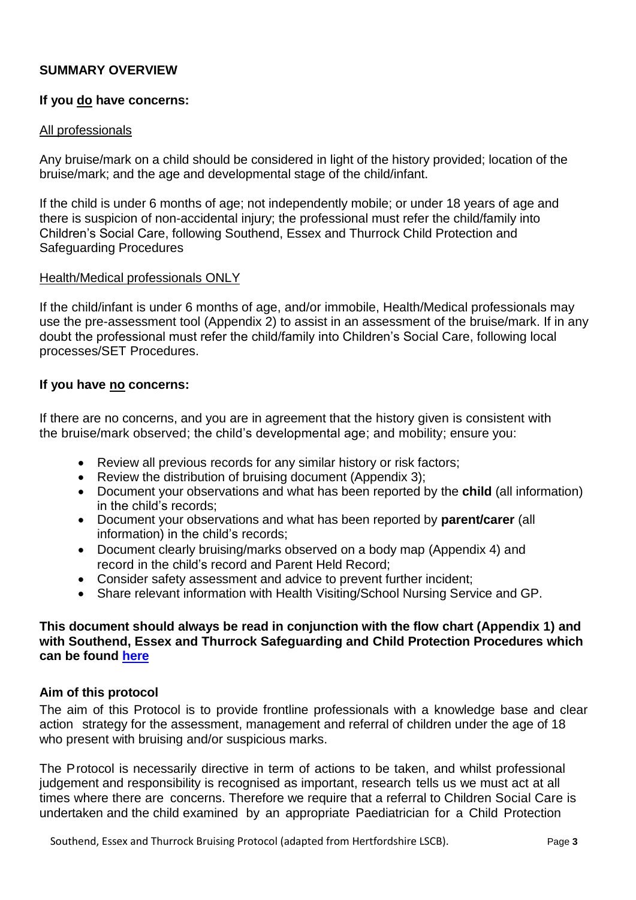## SUMMARY OVERVIEW

### If you do have concerns:

All professionals

Any bruise/mark on a child should be considered in light of the history provided; location of the bruise/mark; and the age and developmental stage of the child/infant.

If the child is under 6 months of age; not independently mobile; or under 18 years of age and there is suspicion of non-accidental injury; the professional must refer the child/family into Children's Social Care, following Southend, Essex and Thurrock Child Protection and Safeguarding Procedures

Health/Medical professionals ONLY

If the child/infant is under 6 months of age, and/or immobile, Health/Medical professionals may use the pre-assessment tool (Appendix 2) to assist in an assessment of the bruise/mark. If in any doubt the professional must refer the child/family into Children's Social Care, following local processes/SET Procedures.

### If you have no concerns:

If there are no concerns, and you are in agreement that the history given is consistent with the bruise/mark observed; the child's developmental age; and mobility; ensure you:

- Review all previous records for any similar history or risk factors;
- Review the distribution of bruising document (Appendix 3);
- Document your observations and what has been reported by the **child** (all information) in the child's records;
- Document your observations and what has been reported by **parent/carer** (all information) in the child's records;
- Document clearly bruising/marks observed on a body map (Appendix 4) and record in the child's record and Parent Held Record;
- Consider safety assessment and advice to prevent further incident;
- Share relevant information with Health Visiting/School Nursing Service and GP.

**This document should always be read in conjunction with the flow chart (Appendix 1) and with Southend, Essex and Thurrock Safeguarding and Child Protection Procedures which can be found [here]**

### Aim of this protocol

The aim of this Protocol is to provide frontline professionals with a knowledge base and clear action strategy for the assessment, management and referral of children under the age of 18 who present with bruising and/or suspicious marks.

The Protocol is necessarily directive in term of actions to be taken, and whilst professional judgement and responsibility is recognised as important, research tells us we must act at all times where there are concerns. Therefore we require that a referral to Children Social Care is undertaken and the child examined by an appropriate Paediatrician for a Child Protection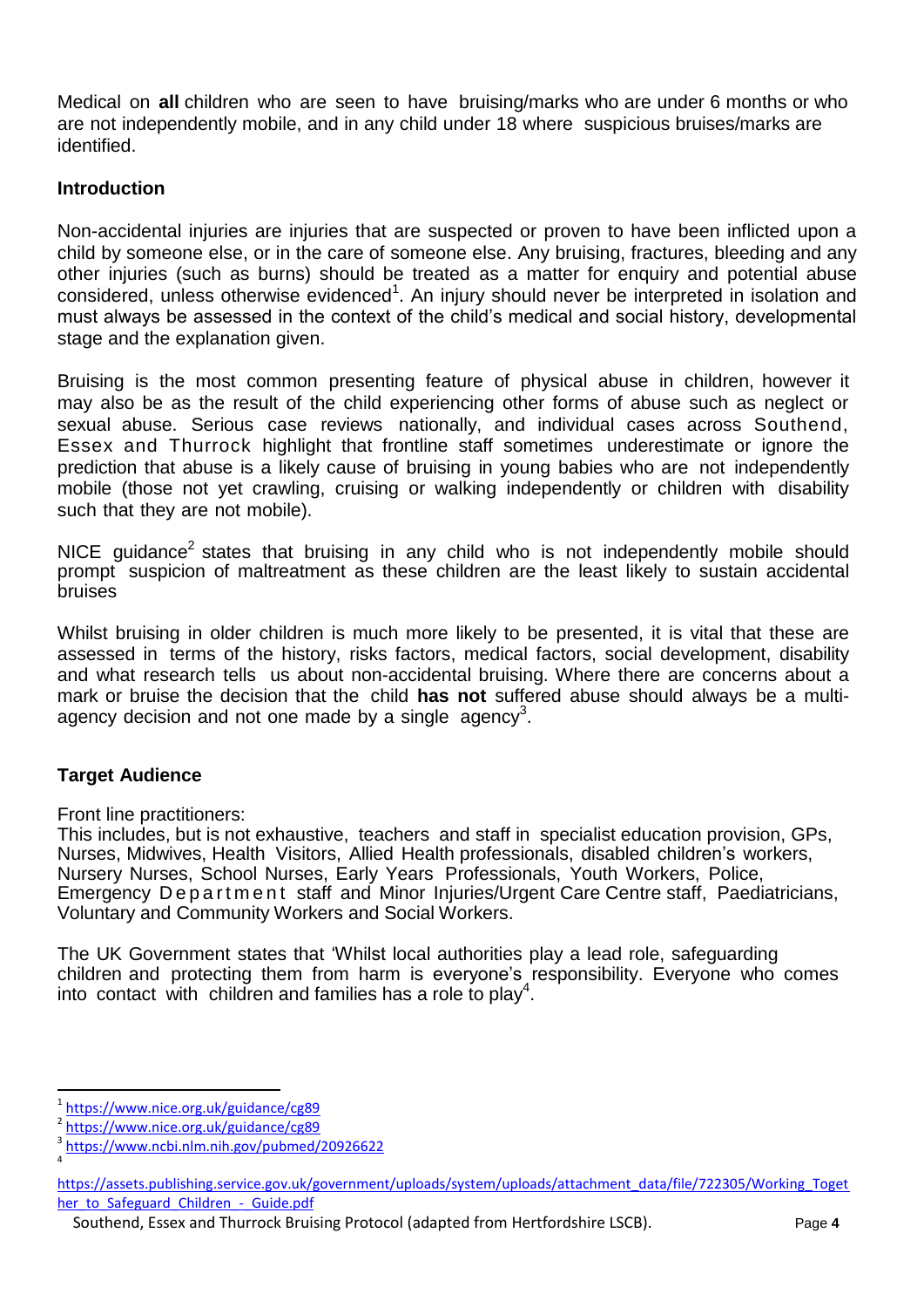Medical on **all** children who are seen to have bruising/marks who are under 6 months or who are not independently mobile, and in any child under 18 where suspicious bruises/marks are identified.

### Introduction

Non-accidental injuries are injuries that are suspected or proven to have been inflicted upon a child by someone else, or in the care of someone else. Any bruising, fractures, bleeding and any other injuries (such as burns) should be treated as a matter for enquiry and potential abuse considered, unless otherwise evidenced[1]. An injury should never be interpreted in isolation and must always be assessed in the context of the child's medical and social history, developmental stage and the explanation given.

Bruising is the most common presenting feature of physical abuse in children, however it may also be as the result of the child experiencing other forms of abuse such as neglect or sexual abuse. Serious case reviews nationally, and individual cases across Southend, Essex and Thurrock highlight that frontline staff sometimes underestimate or ignore the prediction that abuse is a likely cause of bruising in young babies who are not independently mobile (those not yet crawling, cruising or walking independently or children with disability such that they are not mobile).

NICE guidance[2] states that bruising in any child who is not independently mobile should prompt suspicion of maltreatment as these children are the least likely to sustain accidental bruises

Whilst bruising in older children is much more likely to be presented, it is vital that these are assessed in terms of the history, risks factors, medical factors, social development, disability and what research tells us about non-accidental bruising. Where there are concerns about a mark or bruise the decision that the child **has not** suffered abuse should always be a multi-agency decision and not one made by a single agency[3].

### Target Audience

Front line practitioners:
This includes, but is not exhaustive, teachers and staff in specialist education provision, GPs, Nurses, Midwives, Health Visitors, Allied Health professionals, disabled children's workers, Nursery Nurses, School Nurses, Early Years Professionals, Youth Workers, Police, Emergency Department staff and Minor Injuries/Urgent Care Centre staff, Paediatricians, Voluntary and Community Workers and Social Workers.

The UK Government states that 'Whilst local authorities play a lead role, safeguarding children and protecting them from harm is everyone's responsibility. Everyone who comes into contact with children and families has a role to play[4].

---

[1] https://www.nice.org.uk/guidance/cg89

[2] https://www.nice.org.uk/guidance/cg89

[3] https://www.ncbi.nlm.nih.gov/pubmed/20926622

[4] https://assets.publishing.service.gov.uk/government/uploads/system/uploads/attachment_data/file/722305/Working_Together_to_Safeguard_Children_-_Guide.pdf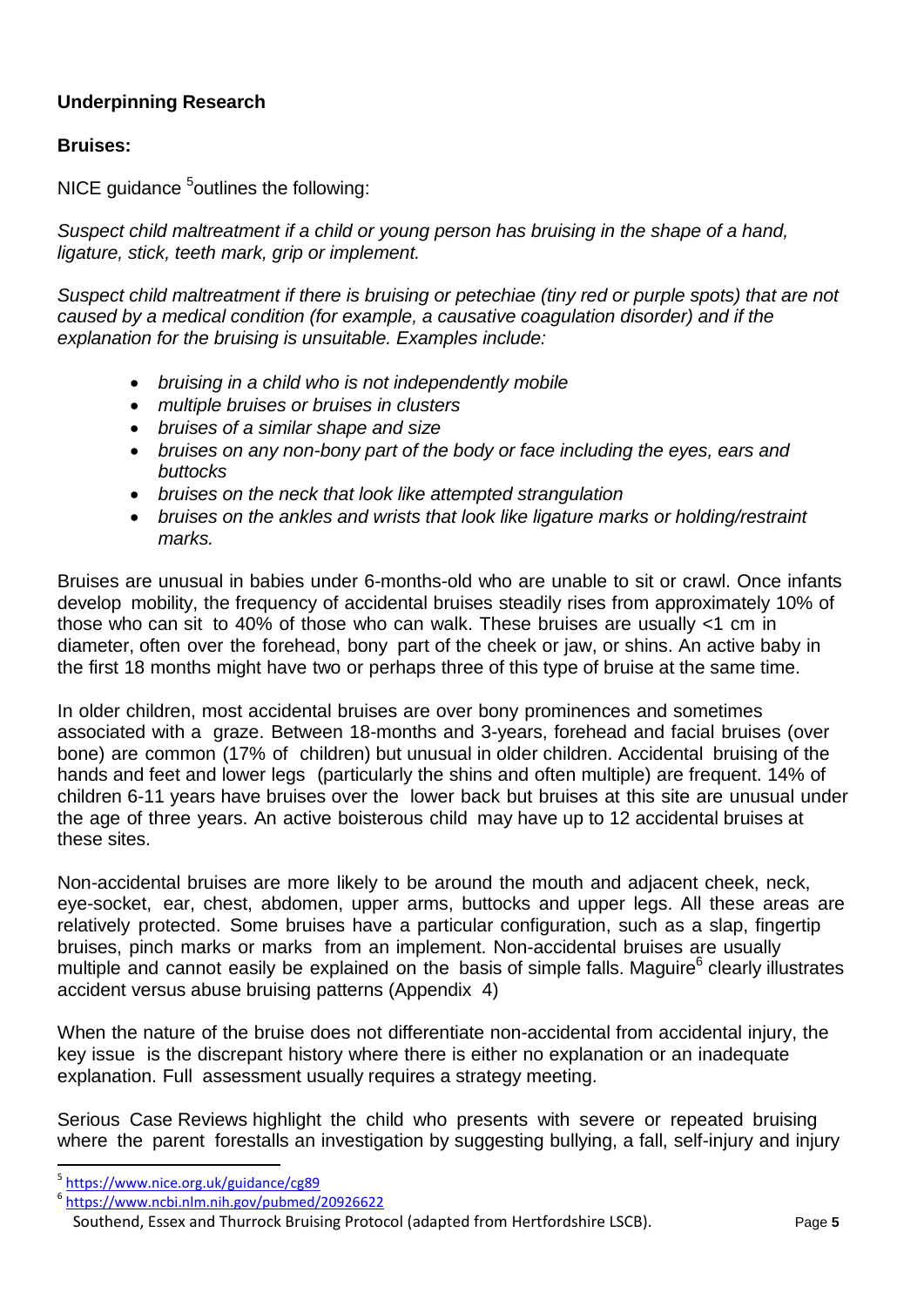**Underpinning Research**

**Bruises:**

NICE guidance [5] outlines the following:

*Suspect child maltreatment if a child or young person has bruising in the shape of a hand, ligature, stick, teeth mark, grip or implement.*

*Suspect child maltreatment if there is bruising or petechiae (tiny red or purple spots) that are not caused by a medical condition (for example, a causative coagulation disorder) and if the explanation for the bruising is unsuitable. Examples include:*

- *bruising in a child who is not independently mobile*
- *multiple bruises or bruises in clusters*
- *bruises of a similar shape and size*
- *bruises on any non-bony part of the body or face including the eyes, ears and buttocks*
- *bruises on the neck that look like attempted strangulation*
- *bruises on the ankles and wrists that look like ligature marks or holding/restraint marks.*

Bruises are unusual in babies under 6-months-old who are unable to sit or crawl. Once infants develop mobility, the frequency of accidental bruises steadily rises from approximately 10% of those who can sit to 40% of those who can walk. These bruises are usually <1 cm in diameter, often over the forehead, bony part of the cheek or jaw, or shins. An active baby in the first 18 months might have two or perhaps three of this type of bruise at the same time.

In older children, most accidental bruises are over bony prominences and sometimes associated with a graze. Between 18-months and 3-years, forehead and facial bruises (over bone) are common (17% of children) but unusual in older children. Accidental bruising of the hands and feet and lower legs (particularly the shins and often multiple) are frequent. 14% of children 6-11 years have bruises over the lower back but bruises at this site are unusual under the age of three years. An active boisterous child may have up to 12 accidental bruises at these sites.

Non-accidental bruises are more likely to be around the mouth and adjacent cheek, neck, eye-socket, ear, chest, abdomen, upper arms, buttocks and upper legs. All these areas are relatively protected. Some bruises have a particular configuration, such as a slap, fingertip bruises, pinch marks or marks from an implement. Non-accidental bruises are usually multiple and cannot easily be explained on the basis of simple falls. Maguire[6] clearly illustrates accident versus abuse bruising patterns (Appendix 4)

When the nature of the bruise does not differentiate non-accidental from accidental injury, the key issue is the discrepant history where there is either no explanation or an inadequate explanation. Full assessment usually requires a strategy meeting.

Serious Case Reviews highlight the child who presents with severe or repeated bruising where the parent forestalls an investigation by suggesting bullying, a fall, self-injury and injury

[5] https://www.nice.org.uk/guidance/cg89

[6] https://www.ncbi.nlm.nih.gov/pubmed/20926622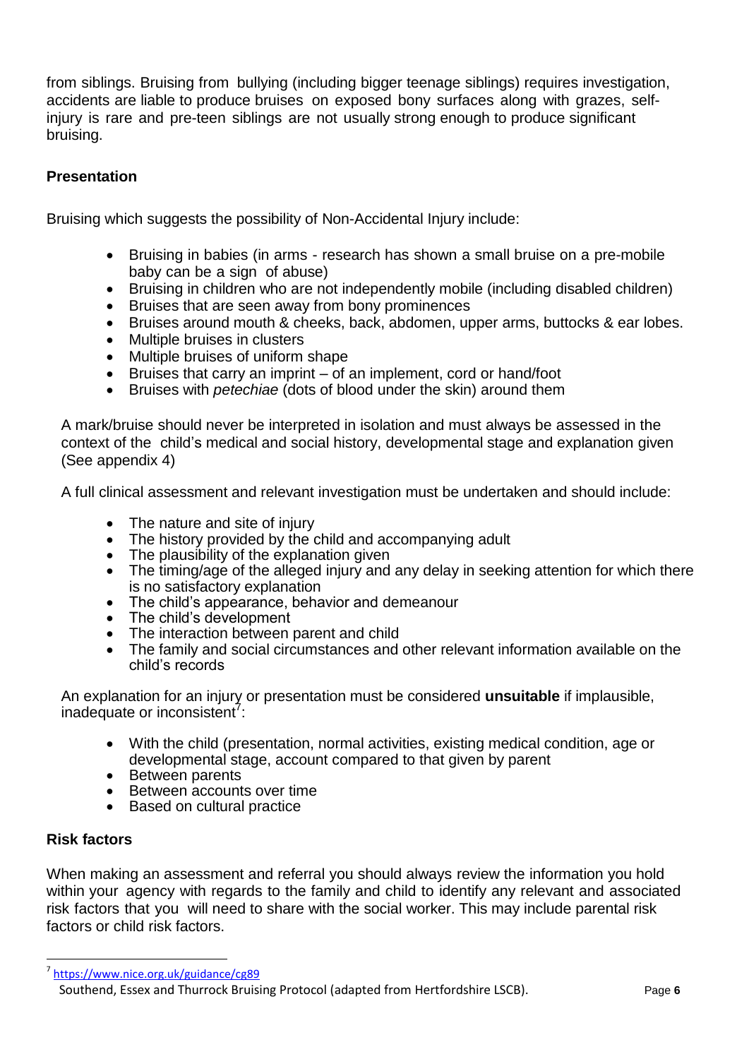from siblings. Bruising from bullying (including bigger teenage siblings) requires investigation, accidents are liable to produce bruises on exposed bony surfaces along with grazes, self-injury is rare and pre-teen siblings are not usually strong enough to produce significant bruising.

**Presentation**

Bruising which suggests the possibility of Non-Accidental Injury include:

- Bruising in babies (in arms - research has shown a small bruise on a pre-mobile baby can be a sign of abuse)
- Bruising in children who are not independently mobile (including disabled children)
- Bruises that are seen away from bony prominences
- Bruises around mouth & cheeks, back, abdomen, upper arms, buttocks & ear lobes.
- Multiple bruises in clusters
- Multiple bruises of uniform shape
- Bruises that carry an imprint – of an implement, cord or hand/foot
- Bruises with *petechiae* (dots of blood under the skin) around them

A mark/bruise should never be interpreted in isolation and must always be assessed in the context of the child's medical and social history, developmental stage and explanation given (See appendix 4)

A full clinical assessment and relevant investigation must be undertaken and should include:

- The nature and site of injury
- The history provided by the child and accompanying adult
- The plausibility of the explanation given
- The timing/age of the alleged injury and any delay in seeking attention for which there is no satisfactory explanation
- The child's appearance, behavior and demeanour
- The child's development
- The interaction between parent and child
- The family and social circumstances and other relevant information available on the child's records

An explanation for an injury or presentation must be considered **unsuitable** if implausible, inadequate or inconsistent[7]:

- With the child (presentation, normal activities, existing medical condition, age or developmental stage, account compared to that given by parent
- Between parents
- Between accounts over time
- Based on cultural practice

**Risk factors**

When making an assessment and referral you should always review the information you hold within your agency with regards to the family and child to identify any relevant and associated risk factors that you will need to share with the social worker. This may include parental risk factors or child risk factors.

[7] https://www.nice.org.uk/guidance/cg89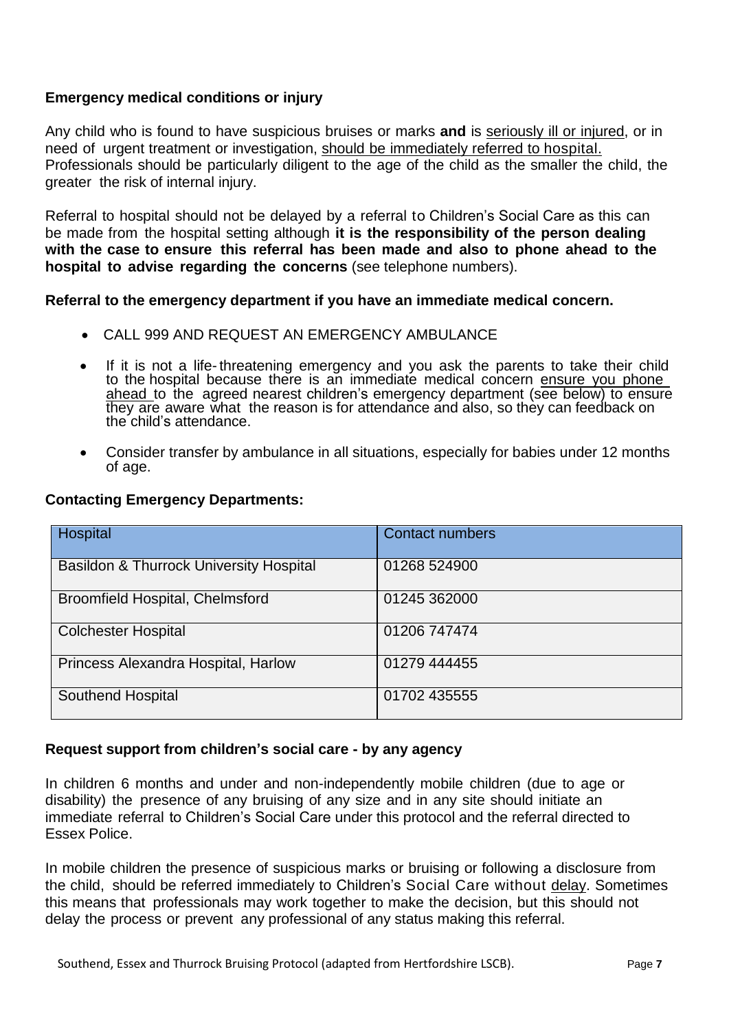**Emergency medical conditions or injury**

Any child who is found to have suspicious bruises or marks **and** is seriously ill or injured, or in need of urgent treatment or investigation, should be immediately referred to hospital. Professionals should be particularly diligent to the age of the child as the smaller the child, the greater the risk of internal injury.

Referral to hospital should not be delayed by a referral to Children's Social Care as this can be made from the hospital setting although **it is the responsibility of the person dealing with the case to ensure this referral has been made and also to phone ahead to the hospital to advise regarding the concerns** (see telephone numbers).

**Referral to the emergency department if you have an immediate medical concern.**

- CALL 999 AND REQUEST AN EMERGENCY AMBULANCE
- If it is not a life-threatening emergency and you ask the parents to take their child to the hospital because there is an immediate medical concern ensure you phone ahead to the agreed nearest children's emergency department (see below) to ensure they are aware what the reason is for attendance and also, so they can feedback on the child's attendance.
- Consider transfer by ambulance in all situations, especially for babies under 12 months of age.

**Contacting Emergency Departments:**

| Hospital | Contact numbers |
|---|---|
| Basildon & Thurrock University Hospital | 01268 524900 |
| Broomfield Hospital, Chelmsford | 01245 362000 |
| Colchester Hospital | 01206 747474 |
| Princess Alexandra Hospital, Harlow | 01279 444455 |
| Southend Hospital | 01702 435555 |

**Request support from children's social care - by any agency**

In children 6 months and under and non-independently mobile children (due to age or disability) the presence of any bruising of any size and in any site should initiate an immediate referral to Children's Social Care under this protocol and the referral directed to Essex Police.

In mobile children the presence of suspicious marks or bruising or following a disclosure from the child, should be referred immediately to Children's Social Care without delay. Sometimes this means that professionals may work together to make the decision, but this should not delay the process or prevent any professional of any status making this referral.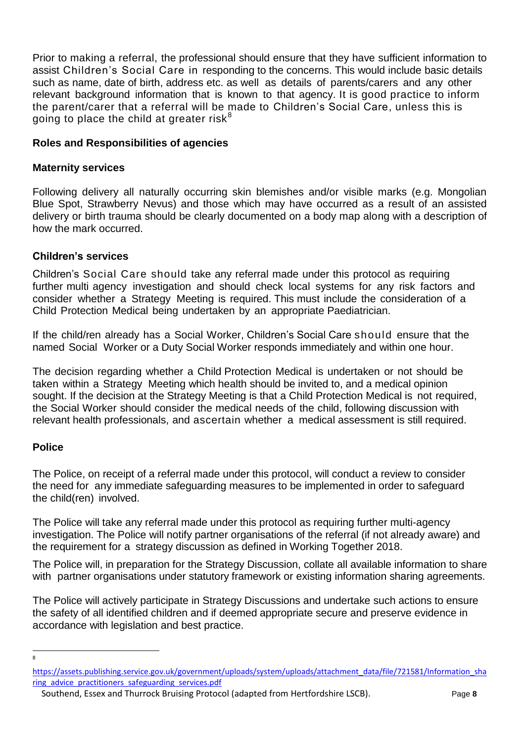Prior to making a referral, the professional should ensure that they have sufficient information to assist Children's Social Care in responding to the concerns. This would include basic details such as name, date of birth, address etc. as well as details of parents/carers and any other relevant background information that is known to that agency. It is good practice to inform the parent/carer that a referral will be made to Children's Social Care, unless this is going to place the child at greater risk[8]

## Roles and Responsibilities of agencies

### Maternity services

Following delivery all naturally occurring skin blemishes and/or visible marks (e.g. Mongolian Blue Spot, Strawberry Nevus) and those which may have occurred as a result of an assisted delivery or birth trauma should be clearly documented on a body map along with a description of how the mark occurred.

### Children's services

Children's Social Care should take any referral made under this protocol as requiring further multi agency investigation and should check local systems for any risk factors and consider whether a Strategy Meeting is required. This must include the consideration of a Child Protection Medical being undertaken by an appropriate Paediatrician.

If the child/ren already has a Social Worker, Children's Social Care should ensure that the named Social Worker or a Duty Social Worker responds immediately and within one hour.

The decision regarding whether a Child Protection Medical is undertaken or not should be taken within a Strategy Meeting which health should be invited to, and a medical opinion sought. If the decision at the Strategy Meeting is that a Child Protection Medical is not required, the Social Worker should consider the medical needs of the child, following discussion with relevant health professionals, and ascertain whether a medical assessment is still required.

### Police

The Police, on receipt of a referral made under this protocol, will conduct a review to consider the need for any immediate safeguarding measures to be implemented in order to safeguard the child(ren) involved.

The Police will take any referral made under this protocol as requiring further multi-agency investigation. The Police will notify partner organisations of the referral (if not already aware) and the requirement for a strategy discussion as defined in Working Together 2018.

The Police will, in preparation for the Strategy Discussion, collate all available information to share with partner organisations under statutory framework or existing information sharing agreements.

The Police will actively participate in Strategy Discussions and undertake such actions to ensure the safety of all identified children and if deemed appropriate secure and preserve evidence in accordance with legislation and best practice.

---

[8] https://assets.publishing.service.gov.uk/government/uploads/system/uploads/attachment_data/file/721581/Information_sharing_advice_practitioners_safeguarding_services.pdf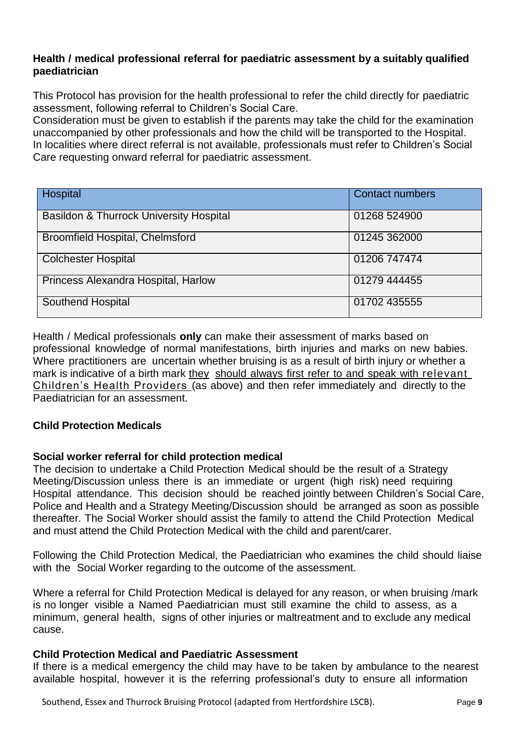**Health / medical professional referral for paediatric assessment by a suitably qualified paediatrician**

This Protocol has provision for the health professional to refer the child directly for paediatric assessment, following referral to Children's Social Care.
Consideration must be given to establish if the parents may take the child for the examination unaccompanied by other professionals and how the child will be transported to the Hospital. In localities where direct referral is not available, professionals must refer to Children's Social Care requesting onward referral for paediatric assessment.

| Hospital | Contact numbers |
|---|---|
| Basildon & Thurrock University Hospital | 01268 524900 |
| Broomfield Hospital, Chelmsford | 01245 362000 |
| Colchester Hospital | 01206 747474 |
| Princess Alexandra Hospital, Harlow | 01279 444455 |
| Southend Hospital | 01702 435555 |

Health / Medical professionals **only** can make their assessment of marks based on professional knowledge of normal manifestations, birth injuries and marks on new babies. Where practitioners are uncertain whether bruising is as a result of birth injury or whether a mark is indicative of a birth mark they should always first refer to and speak with relevant Children's Health Providers (as above) and then refer immediately and directly to the Paediatrician for an assessment.

**Child Protection Medicals**

**Social worker referral for child protection medical**
The decision to undertake a Child Protection Medical should be the result of a Strategy Meeting/Discussion unless there is an immediate or urgent (high risk) need requiring Hospital attendance. This decision should be reached jointly between Children's Social Care, Police and Health and a Strategy Meeting/Discussion should be arranged as soon as possible thereafter. The Social Worker should assist the family to attend the Child Protection Medical and must attend the Child Protection Medical with the child and parent/carer.

Following the Child Protection Medical, the Paediatrician who examines the child should liaise with the Social Worker regarding to the outcome of the assessment.

Where a referral for Child Protection Medical is delayed for any reason, or when bruising /mark is no longer visible a Named Paediatrician must still examine the child to assess, as a minimum, general health, signs of other injuries or maltreatment and to exclude any medical cause.

**Child Protection Medical and Paediatric Assessment**
If there is a medical emergency the child may have to be taken by ambulance to the nearest available hospital, however it is the referring professional's duty to ensure all information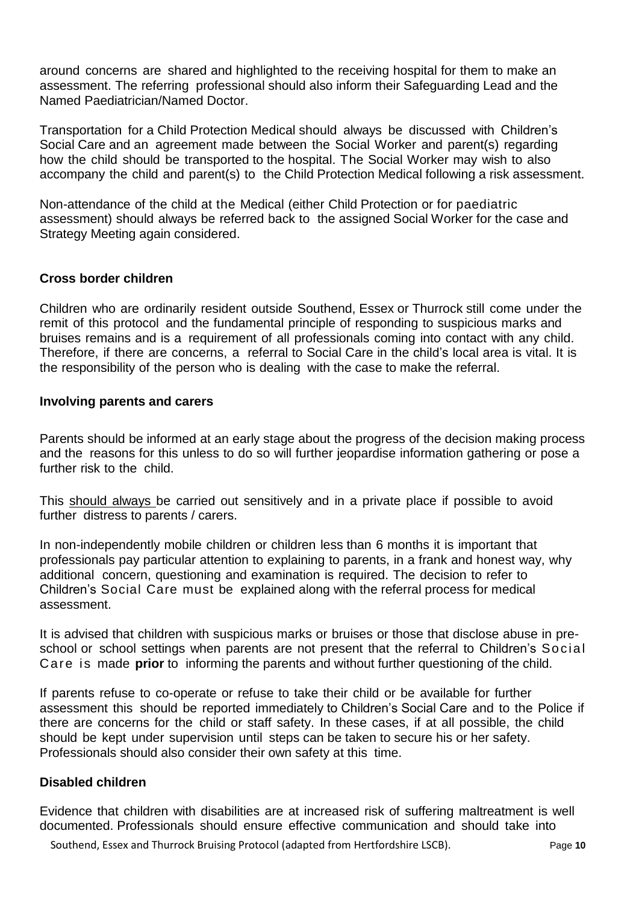around concerns are shared and highlighted to the receiving hospital for them to make an assessment. The referring professional should also inform their Safeguarding Lead and the Named Paediatrician/Named Doctor.

Transportation for a Child Protection Medical should always be discussed with Children's Social Care and an agreement made between the Social Worker and parent(s) regarding how the child should be transported to the hospital. The Social Worker may wish to also accompany the child and parent(s) to the Child Protection Medical following a risk assessment.

Non-attendance of the child at the Medical (either Child Protection or for paediatric assessment) should always be referred back to the assigned Social Worker for the case and Strategy Meeting again considered.

### Cross border children

Children who are ordinarily resident outside Southend, Essex or Thurrock still come under the remit of this protocol and the fundamental principle of responding to suspicious marks and bruises remains and is a requirement of all professionals coming into contact with any child. Therefore, if there are concerns, a referral to Social Care in the child's local area is vital. It is the responsibility of the person who is dealing with the case to make the referral.

### Involving parents and carers

Parents should be informed at an early stage about the progress of the decision making process and the reasons for this unless to do so will further jeopardise information gathering or pose a further risk to the child.

This <u>should always</u> be carried out sensitively and in a private place if possible to avoid further distress to parents / carers.

In non-independently mobile children or children less than 6 months it is important that professionals pay particular attention to explaining to parents, in a frank and honest way, why additional concern, questioning and examination is required. The decision to refer to Children's Social Care must be explained along with the referral process for medical assessment.

It is advised that children with suspicious marks or bruises or those that disclose abuse in pre-school or school settings when parents are not present that the referral to Children's Social Care is made **prior** to informing the parents and without further questioning of the child.

If parents refuse to co-operate or refuse to take their child or be available for further assessment this should be reported immediately to Children's Social Care and to the Police if there are concerns for the child or staff safety. In these cases, if at all possible, the child should be kept under supervision until steps can be taken to secure his or her safety. Professionals should also consider their own safety at this time.

### Disabled children

Evidence that children with disabilities are at increased risk of suffering maltreatment is well documented. Professionals should ensure effective communication and should take into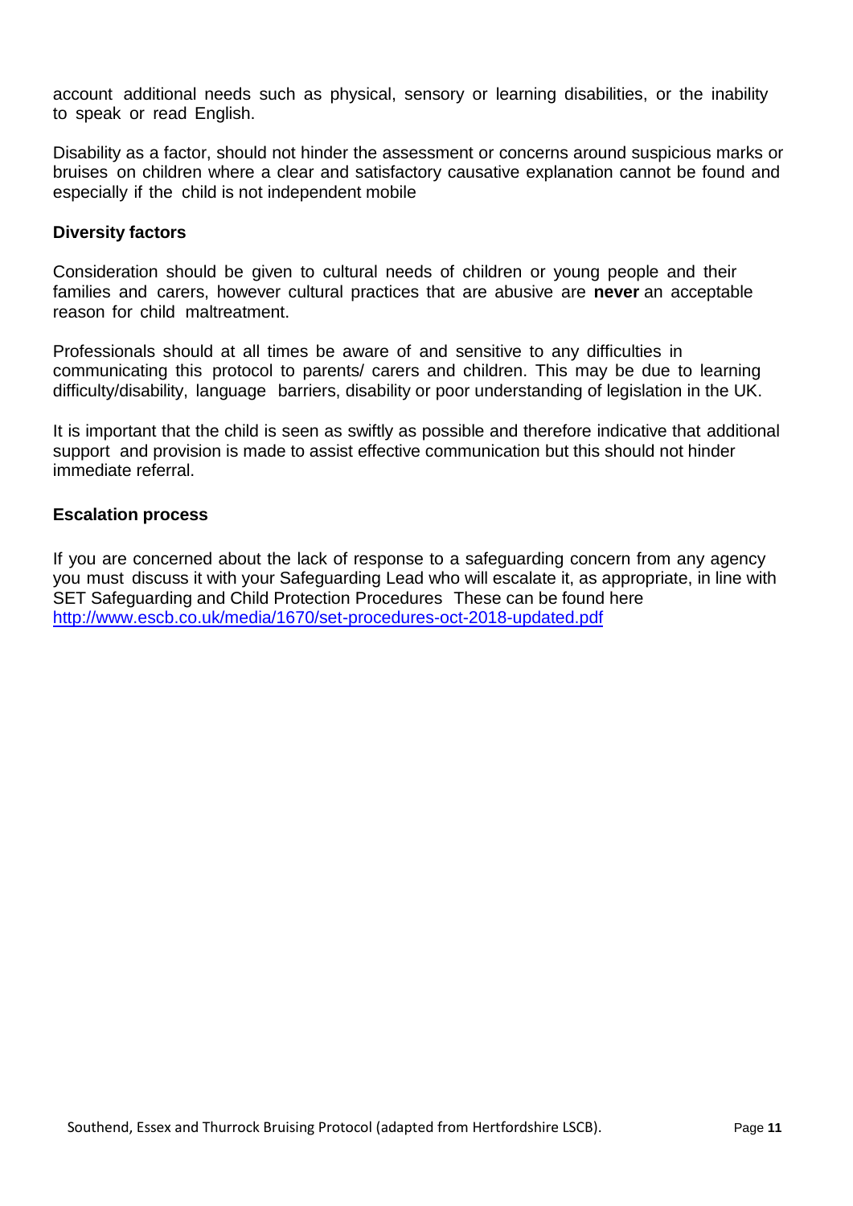account additional needs such as physical, sensory or learning disabilities, or the inability to speak or read English.

Disability as a factor, should not hinder the assessment or concerns around suspicious marks or bruises on children where a clear and satisfactory causative explanation cannot be found and especially if the child is not independent mobile

**Diversity factors**

Consideration should be given to cultural needs of children or young people and their families and carers, however cultural practices that are abusive are **never** an acceptable reason for child maltreatment.

Professionals should at all times be aware of and sensitive to any difficulties in communicating this protocol to parents/ carers and children. This may be due to learning difficulty/disability, language barriers, disability or poor understanding of legislation in the UK.

It is important that the child is seen as swiftly as possible and therefore indicative that additional support and provision is made to assist effective communication but this should not hinder immediate referral.

**Escalation process**

If you are concerned about the lack of response to a safeguarding concern from any agency you must discuss it with your Safeguarding Lead who will escalate it, as appropriate, in line with SET Safeguarding and Child Protection Procedures These can be found here [http://www.escb.co.uk/media/1670/set-procedures-oct-2018-updated.pdf](http://www.escb.co.uk/media/1670/set-procedures-oct-2018-updated.pdf)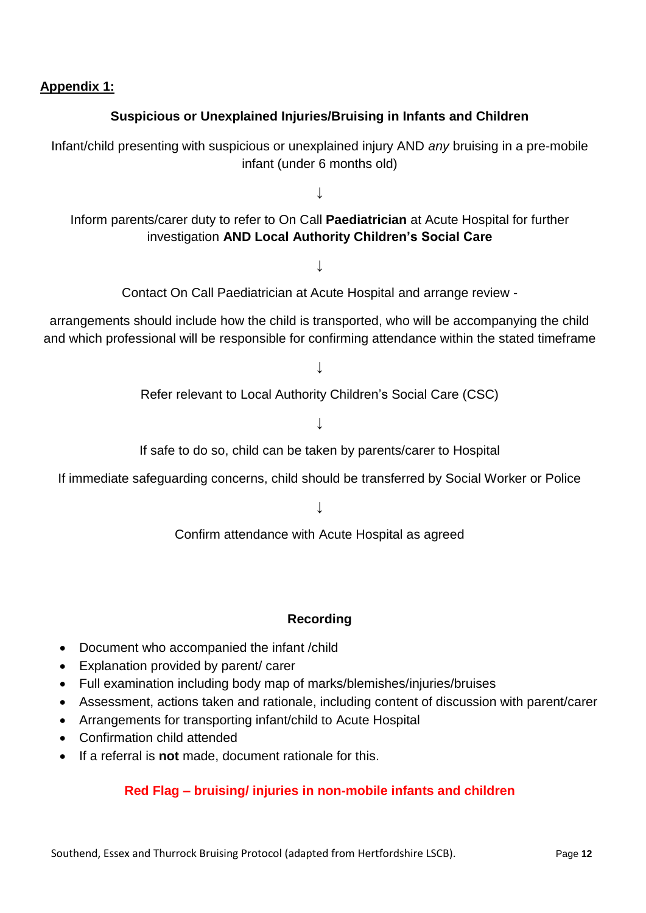**Appendix 1:**

### Suspicious or Unexplained Injuries/Bruising in Infants and Children

Infant/child presenting with suspicious or unexplained injury AND *any* bruising in a pre-mobile infant (under 6 months old)

↓

Inform parents/carer duty to refer to On Call **Paediatrician** at Acute Hospital for further investigation **AND Local Authority Children's Social Care**

↓

Contact On Call Paediatrician at Acute Hospital and arrange review -

arrangements should include how the child is transported, who will be accompanying the child and which professional will be responsible for confirming attendance within the stated timeframe

↓

Refer relevant to Local Authority Children's Social Care (CSC)

↓

If safe to do so, child can be taken by parents/carer to Hospital

If immediate safeguarding concerns, child should be transferred by Social Worker or Police

↓

Confirm attendance with Acute Hospital as agreed

### Recording

- Document who accompanied the infant /child
- Explanation provided by parent/ carer
- Full examination including body map of marks/blemishes/injuries/bruises
- Assessment, actions taken and rationale, including content of discussion with parent/carer
- Arrangements for transporting infant/child to Acute Hospital
- Confirmation child attended
- If a referral is **not** made, document rationale for this.

**Red Flag – bruising/ injuries in non-mobile infants and children**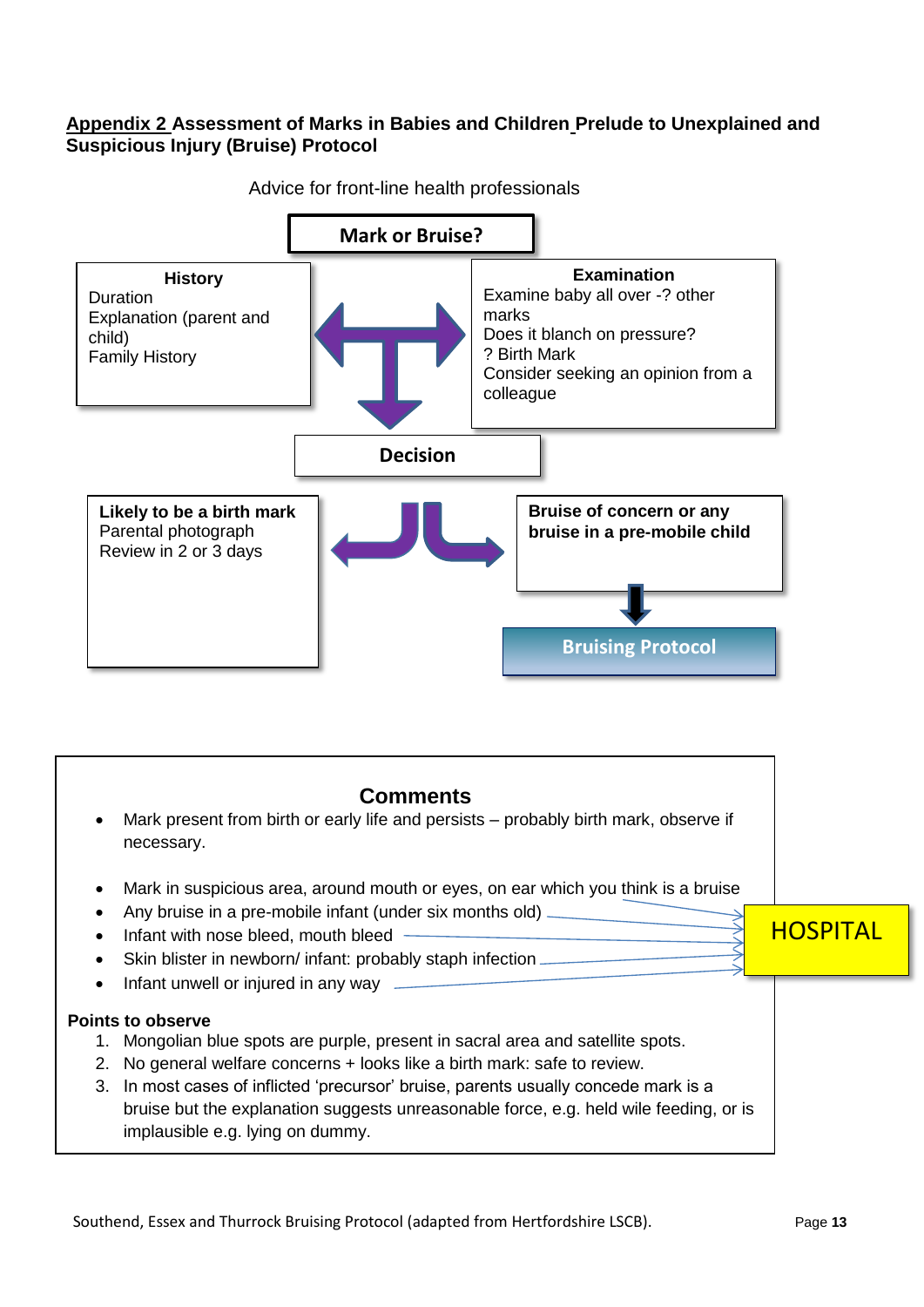## Appendix 2 Assessment of Marks in Babies and Children Prelude to Unexplained and Suspicious Injury (Bruise) Protocol

Advice for front-line health professionals

**Mark or Bruise?**

**History**
Duration
Explanation (parent and child)
Family History

**Examination**
Examine baby all over -? other marks
Does it blanch on pressure?
? Birth Mark
Consider seeking an opinion from a colleague

**Decision**

**Likely to be a birth mark**
Parental photograph
Review in 2 or 3 days

**Bruise of concern or any bruise in a pre-mobile child**

**Bruising Protocol**

### Comments

- Mark present from birth or early life and persists – probably birth mark, observe if necessary.

- Mark in suspicious area, around mouth or eyes, on ear which you think is a bruise
- Any bruise in a pre-mobile infant (under six months old)
- Infant with nose bleed, mouth bleed
- Skin blister in newborn/ infant: probably staph infection
- Infant unwell or injured in any way

→ **HOSPITAL**

**Points to observe**

1. Mongolian blue spots are purple, present in sacral area and satellite spots.
2. No general welfare concerns + looks like a birth mark: safe to review.
3. In most cases of inflicted 'precursor' bruise, parents usually concede mark is a bruise but the explanation suggests unreasonable force, e.g. held wile feeding, or is implausible e.g. lying on dummy.

Southend, Essex and Thurrock Bruising Protocol (adapted from Hertfordshire LSCB).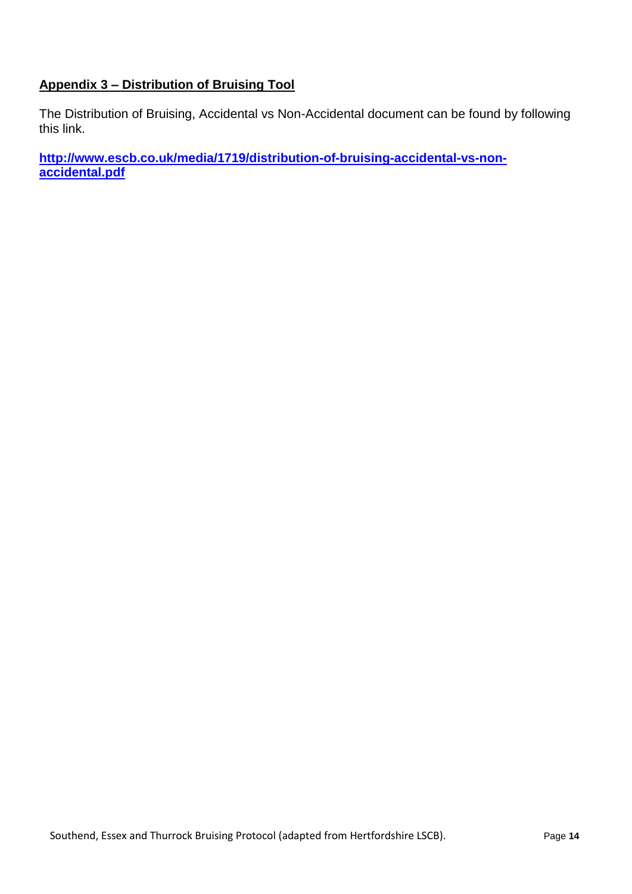## Appendix 3 – Distribution of Bruising Tool

The Distribution of Bruising, Accidental vs Non-Accidental document can be found by following this link.

**http://www.escb.co.uk/media/1719/distribution-of-bruising-accidental-vs-non-accidental.pdf**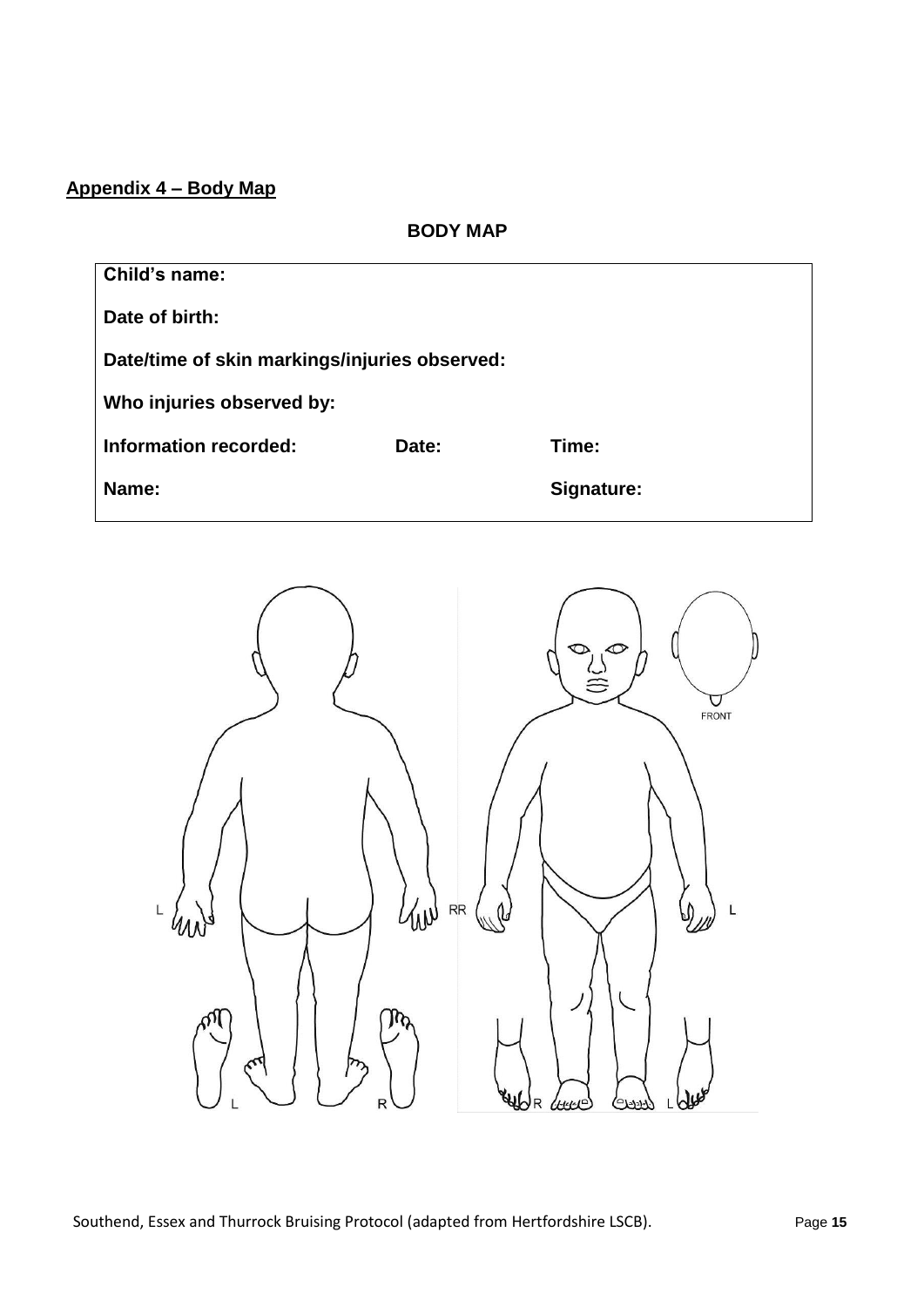## Appendix 4 – Body Map

**BODY MAP**

| | | |
|---|---|---|
| **Child's name:** | | |
| **Date of birth:** | | |
| **Date/time of skin markings/injuries observed:** | | |
| **Who injuries observed by:** | | |
| **Information recorded:** | **Date:** | **Time:** |
| **Name:** | | **Signature:** |

L

R

RR

L

FRONT

L

R

R

L